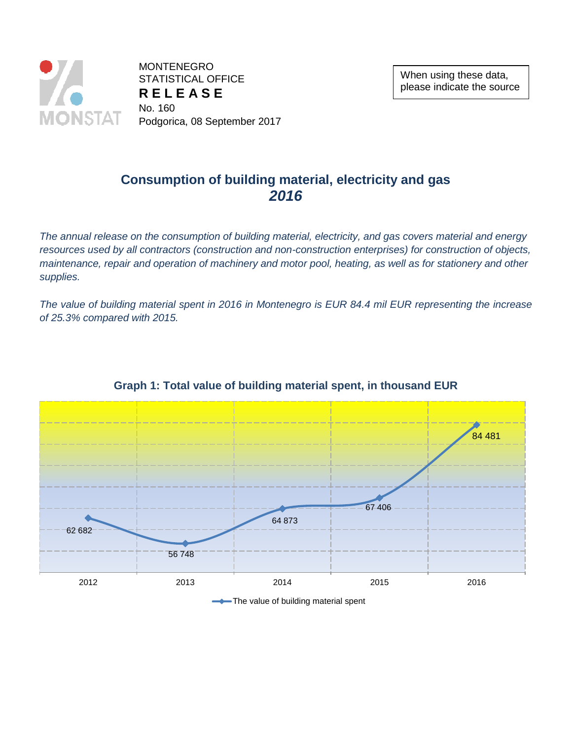MONTENEGRO
STATISTICAL OFFICE
**R E L E A S E**
No. 160
Podgorica, 08 September 2017

When using these data, please indicate the source

# Consumption of building material, electricity and gas
## *2016*

*The annual release on the consumption of building material, electricity, and gas covers material and energy resources used by all contractors (construction and non-construction enterprises) for construction of objects, maintenance, repair and operation of machinery and motor pool, heating, as well as for stationery and other supplies.*

*The value of building material spent in 2016 in Montenegro is EUR 84.4 mil EUR representing the increase of 25.3% compared with 2015.*

### Graph 1: Total value of building material spent, in thousand EUR

| Year | The value of building material spent |
|---|---|
| 2012 | 62 682 |
| 2013 | 56 748 |
| 2014 | 64 873 |
| 2015 | 67 406 |
| 2016 | 84 481 |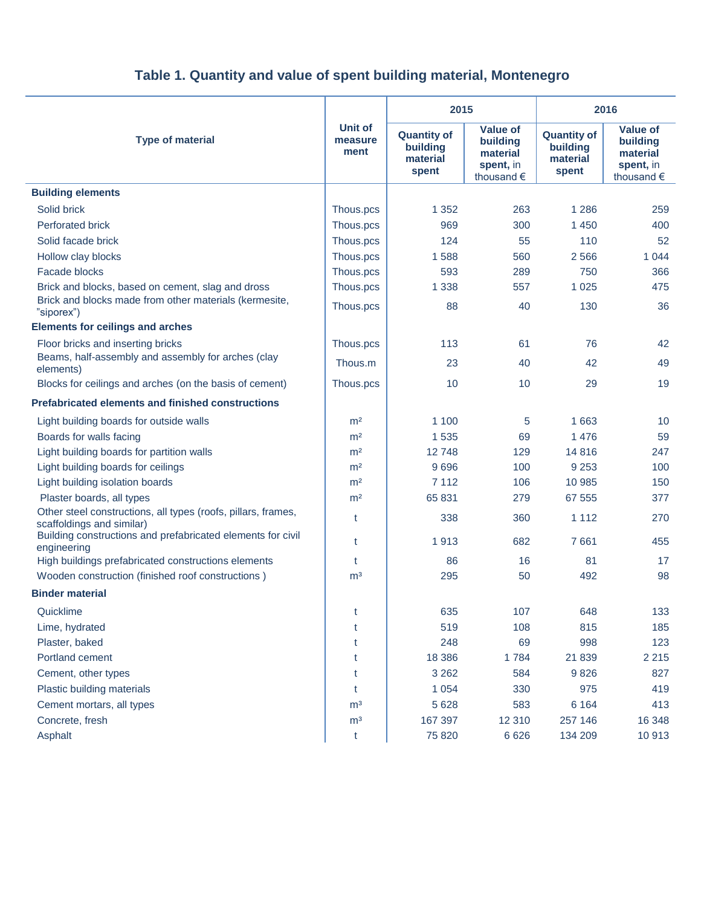# Table 1. Quantity and value of spent building material, Montenegro

| Type of material | Unit of measure ment | 2015 | | 2016 | |
|---|---|---|---|---|---|
| | | Quantity of building material spent | Value of building material spent, in thousand € | Quantity of building material spent | Value of building material spent, in thousand € |
| **Building elements** | | | | | |
| Solid brick | Thous.pcs | 1 352 | 263 | 1 286 | 259 |
| Perforated brick | Thous.pcs | 969 | 300 | 1 450 | 400 |
| Solid facade brick | Thous.pcs | 124 | 55 | 110 | 52 |
| Hollow clay blocks | Thous.pcs | 1 588 | 560 | 2 566 | 1 044 |
| Facade blocks | Thous.pcs | 593 | 289 | 750 | 366 |
| Brick and blocks, based on cement, slag and dross | Thous.pcs | 1 338 | 557 | 1 025 | 475 |
| Brick and blocks made from other materials (kermesite, "siporex") | Thous.pcs | 88 | 40 | 130 | 36 |
| **Elements for ceilings and arches** | | | | | |
| Floor bricks and inserting bricks | Thous.pcs | 113 | 61 | 76 | 42 |
| Beams, half-assembly and assembly for arches (clay elements) | Thous.m | 23 | 40 | 42 | 49 |
| Blocks for ceilings and arches (on the basis of cement) | Thous.pcs | 10 | 10 | 29 | 19 |
| **Prefabricated elements and finished constructions** | | | | | |
| Light building boards for outside walls | m² | 1 100 | 5 | 1 663 | 10 |
| Boards for walls facing | m² | 1 535 | 69 | 1 476 | 59 |
| Light building boards for partition walls | m² | 12 748 | 129 | 14 816 | 247 |
| Light building boards for ceilings | m² | 9 696 | 100 | 9 253 | 100 |
| Light building isolation boards | m² | 7 112 | 106 | 10 985 | 150 |
| Plaster boards, all types | m² | 65 831 | 279 | 67 555 | 377 |
| Other steel constructions, all types (roofs, pillars, frames, scaffoldings and similar) | t | 338 | 360 | 1 112 | 270 |
| Building constructions and prefabricated elements for civil engineering | t | 1 913 | 682 | 7 661 | 455 |
| High buildings prefabricated constructions elements | t | 86 | 16 | 81 | 17 |
| Wooden construction (finished roof constructions ) | m³ | 295 | 50 | 492 | 98 |
| **Binder material** | | | | | |
| Quicklime | t | 635 | 107 | 648 | 133 |
| Lime, hydrated | t | 519 | 108 | 815 | 185 |
| Plaster, baked | t | 248 | 69 | 998 | 123 |
| Portland cement | t | 18 386 | 1 784 | 21 839 | 2 215 |
| Cement, other types | t | 3 262 | 584 | 9 826 | 827 |
| Plastic building materials | t | 1 054 | 330 | 975 | 419 |
| Cement mortars, all types | m³ | 5 628 | 583 | 6 164 | 413 |
| Concrete, fresh | m³ | 167 397 | 12 310 | 257 146 | 16 348 |
| Asphalt | t | 75 820 | 6 626 | 134 209 | 10 913 |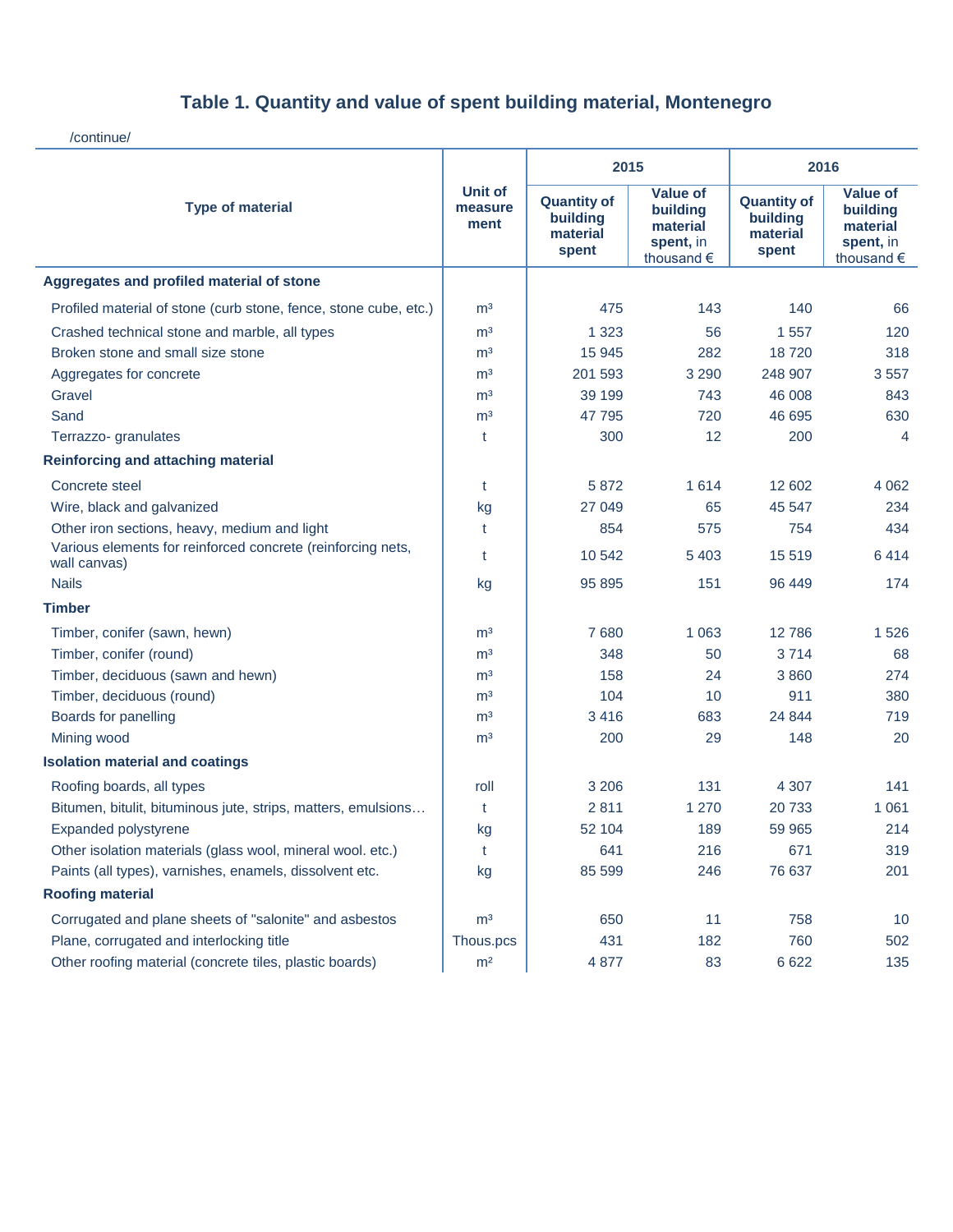# Table 1. Quantity and value of spent building material, Montenegro

/continue/

| Type of material | Unit of measurement | 2015 | | 2016 | |
|---|---|---|---|---|---|
| | | Quantity of building material spent | Value of building material spent, in thousand € | Quantity of building material spent | Value of building material spent, in thousand € |
| **Aggregates and profiled material of stone** | | | | | |
| Profiled material of stone (curb stone, fence, stone cube, etc.) | m³ | 475 | 143 | 140 | 66 |
| Crashed technical stone and marble, all types | m³ | 1 323 | 56 | 1 557 | 120 |
| Broken stone and small size stone | m³ | 15 945 | 282 | 18 720 | 318 |
| Aggregates for concrete | m³ | 201 593 | 3 290 | 248 907 | 3 557 |
| Gravel | m³ | 39 199 | 743 | 46 008 | 843 |
| Sand | m³ | 47 795 | 720 | 46 695 | 630 |
| Terrazzo- granulates | t | 300 | 12 | 200 | 4 |
| **Reinforcing and attaching material** | | | | | |
| Concrete steel | t | 5 872 | 1 614 | 12 602 | 4 062 |
| Wire, black and galvanized | kg | 27 049 | 65 | 45 547 | 234 |
| Other iron sections, heavy, medium and light | t | 854 | 575 | 754 | 434 |
| Various elements for reinforced concrete (reinforcing nets, wall canvas) | t | 10 542 | 5 403 | 15 519 | 6 414 |
| Nails | kg | 95 895 | 151 | 96 449 | 174 |
| **Timber** | | | | | |
| Timber, conifer (sawn, hewn) | m³ | 7 680 | 1 063 | 12 786 | 1 526 |
| Timber, conifer (round) | m³ | 348 | 50 | 3 714 | 68 |
| Timber, deciduous (sawn and hewn) | m³ | 158 | 24 | 3 860 | 274 |
| Timber, deciduous (round) | m³ | 104 | 10 | 911 | 380 |
| Boards for panelling | m³ | 3 416 | 683 | 24 844 | 719 |
| Mining wood | m³ | 200 | 29 | 148 | 20 |
| **Isolation material and coatings** | | | | | |
| Roofing boards, all types | roll | 3 206 | 131 | 4 307 | 141 |
| Bitumen, bitulit, bituminous jute, strips, matters, emulsions… | t | 2 811 | 1 270 | 20 733 | 1 061 |
| Expanded polystyrene | kg | 52 104 | 189 | 59 965 | 214 |
| Other isolation materials (glass wool, mineral wool. etc.) | t | 641 | 216 | 671 | 319 |
| Paints (all types), varnishes, enamels, dissolvent etc. | kg | 85 599 | 246 | 76 637 | 201 |
| **Roofing material** | | | | | |
| Corrugated and plane sheets of "salonite" and asbestos | m³ | 650 | 11 | 758 | 10 |
| Plane, corrugated and interlocking title | Thous.pcs | 431 | 182 | 760 | 502 |
| Other roofing material (concrete tiles, plastic boards) | m² | 4 877 | 83 | 6 622 | 135 |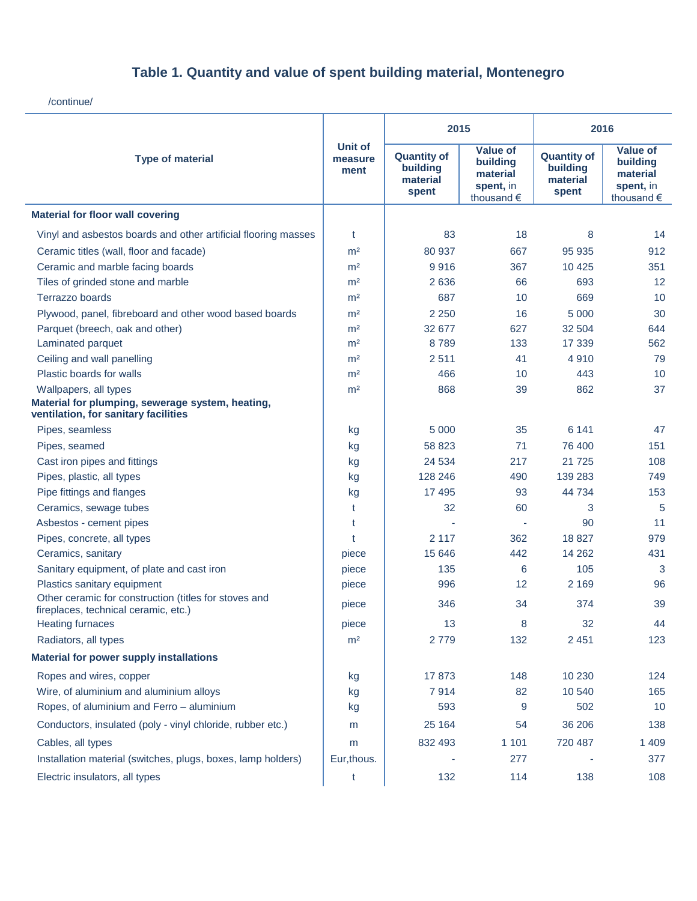# Table 1. Quantity and value of spent building material, Montenegro

/continue/

| Type of material | Unit of measure ment | 2015 | | 2016 | |
|---|---|---|---|---|---|
| | | Quantity of building material spent | Value of building material spent, in thousand € | Quantity of building material spent | Value of building material spent, in thousand € |
| **Material for floor wall covering** | | | | | |
| Vinyl and asbestos boards and other artificial flooring masses | t | 83 | 18 | 8 | 14 |
| Ceramic titles (wall, floor and facade) | m² | 80 937 | 667 | 95 935 | 912 |
| Ceramic and marble facing boards | m² | 9 916 | 367 | 10 425 | 351 |
| Tiles of grinded stone and marble | m² | 2 636 | 66 | 693 | 12 |
| Terrazzo boards | m² | 687 | 10 | 669 | 10 |
| Plywood, panel, fibreboard and other wood based boards | m² | 2 250 | 16 | 5 000 | 30 |
| Parquet (breech, oak and other) | m² | 32 677 | 627 | 32 504 | 644 |
| Laminated parquet | m² | 8 789 | 133 | 17 339 | 562 |
| Ceiling and wall panelling | m² | 2 511 | 41 | 4 910 | 79 |
| Plastic boards for walls | m² | 466 | 10 | 443 | 10 |
| Wallpapers, all types | m² | 868 | 39 | 862 | 37 |
| **Material for plumping, sewerage system, heating, ventilation, for sanitary facilities** | | | | | |
| Pipes, seamless | kg | 5 000 | 35 | 6 141 | 47 |
| Pipes, seamed | kg | 58 823 | 71 | 76 400 | 151 |
| Cast iron pipes and fittings | kg | 24 534 | 217 | 21 725 | 108 |
| Pipes, plastic, all types | kg | 128 246 | 490 | 139 283 | 749 |
| Pipe fittings and flanges | kg | 17 495 | 93 | 44 734 | 153 |
| Ceramics, sewage tubes | t | 32 | 60 | 3 | 5 |
| Asbestos - cement pipes | t | - | - | 90 | 11 |
| Pipes, concrete, all types | t | 2 117 | 362 | 18 827 | 979 |
| Ceramics, sanitary | piece | 15 646 | 442 | 14 262 | 431 |
| Sanitary equipment, of plate and cast iron | piece | 135 | 6 | 105 | 3 |
| Plastics sanitary equipment | piece | 996 | 12 | 2 169 | 96 |
| Other ceramic for construction (titles for stoves and fireplaces, technical ceramic, etc.) | piece | 346 | 34 | 374 | 39 |
| Heating furnaces | piece | 13 | 8 | 32 | 44 |
| Radiators, all types | m² | 2 779 | 132 | 2 451 | 123 |
| **Material for power supply installations** | | | | | |
| Ropes and wires, copper | kg | 17 873 | 148 | 10 230 | 124 |
| Wire, of aluminium and aluminium alloys | kg | 7 914 | 82 | 10 540 | 165 |
| Ropes, of aluminium and Ferro – aluminium | kg | 593 | 9 | 502 | 10 |
| Conductors, insulated (poly - vinyl chloride, rubber etc.) | m | 25 164 | 54 | 36 206 | 138 |
| Cables, all types | m | 832 493 | 1 101 | 720 487 | 1 409 |
| Installation material (switches, plugs, boxes, lamp holders) | Eur,thous. | - | 277 | - | 377 |
| Electric insulators, all types | t | 132 | 114 | 138 | 108 |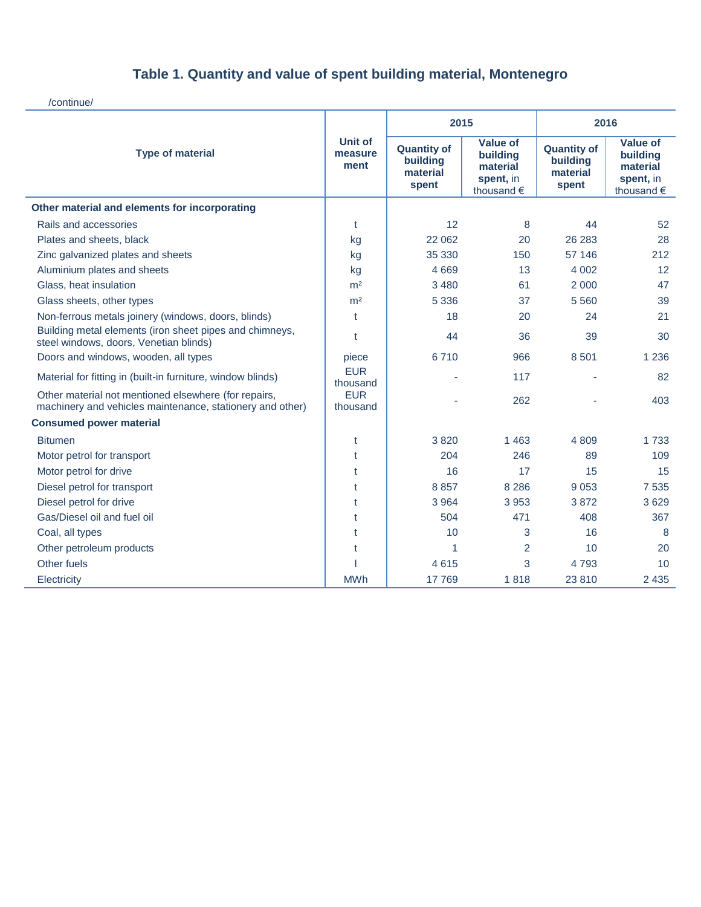## Table 1. Quantity and value of spent building material, Montenegro

/continue/

| Type of material | Unit of measurement | 2015 | | 2016 | |
|---|---|---|---|---|---|
| | | Quantity of building material spent | Value of building material spent, in thousand € | Quantity of building material spent | Value of building material spent, in thousand € |
| **Other material and elements for incorporating** | | | | | |
| Rails and accessories | t | 12 | 8 | 44 | 52 |
| Plates and sheets, black | kg | 22 062 | 20 | 26 283 | 28 |
| Zinc galvanized plates and sheets | kg | 35 330 | 150 | 57 146 | 212 |
| Aluminium plates and sheets | kg | 4 669 | 13 | 4 002 | 12 |
| Glass, heat insulation | m² | 3 480 | 61 | 2 000 | 47 |
| Glass sheets, other types | m² | 5 336 | 37 | 5 560 | 39 |
| Non-ferrous metals joinery (windows, doors, blinds) | t | 18 | 20 | 24 | 21 |
| Building metal elements (iron sheet pipes and chimneys, steel windows, doors, Venetian blinds) | t | 44 | 36 | 39 | 30 |
| Doors and windows, wooden, all types | piece | 6 710 | 966 | 8 501 | 1 236 |
| Material for fitting in (built-in furniture, window blinds) | EUR thousand | - | 117 | - | 82 |
| Other material not mentioned elsewhere (for repairs, machinery and vehicles maintenance, stationery and other) | EUR thousand | - | 262 | - | 403 |
| **Consumed power material** | | | | | |
| Bitumen | t | 3 820 | 1 463 | 4 809 | 1 733 |
| Motor petrol for transport | t | 204 | 246 | 89 | 109 |
| Motor petrol for drive | t | 16 | 17 | 15 | 15 |
| Diesel petrol for transport | t | 8 857 | 8 286 | 9 053 | 7 535 |
| Diesel petrol for drive | t | 3 964 | 3 953 | 3 872 | 3 629 |
| Gas/Diesel oil and fuel oil | t | 504 | 471 | 408 | 367 |
| Coal, all types | t | 10 | 3 | 16 | 8 |
| Other petroleum products | t | 1 | 2 | 10 | 20 |
| Other fuels | l | 4 615 | 3 | 4 793 | 10 |
| Electricity | MWh | 17 769 | 1 818 | 23 810 | 2 435 |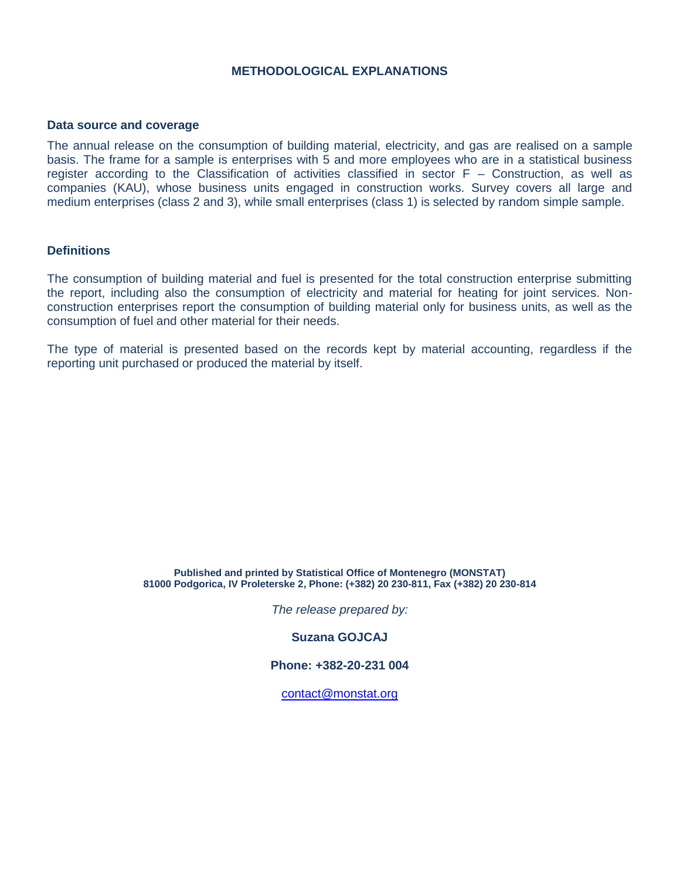## METHODOLOGICAL EXPLANATIONS

### Data source and coverage

The annual release on the consumption of building material, electricity, and gas are realised on a sample basis. The frame for a sample is enterprises with 5 and more employees who are in a statistical business register according to the Classification of activities classified in sector F – Construction, as well as companies (KAU), whose business units engaged in construction works. Survey covers all large and medium enterprises (class 2 and 3), while small enterprises (class 1) is selected by random simple sample.

### Definitions

The consumption of building material and fuel is presented for the total construction enterprise submitting the report, including also the consumption of electricity and material for heating for joint services. Non-construction enterprises report the consumption of building material only for business units, as well as the consumption of fuel and other material for their needs.

The type of material is presented based on the records kept by material accounting, regardless if the reporting unit purchased or produced the material by itself.

**Published and printed by Statistical Office of Montenegro (MONSTAT)**
**81000 Podgorica, IV Proleterske 2, Phone: (+382) 20 230-811, Fax (+382) 20 230-814**

*The release prepared by:*

**Suzana GOJCAJ**

**Phone: +382-20-231 004**

contact@monstat.org